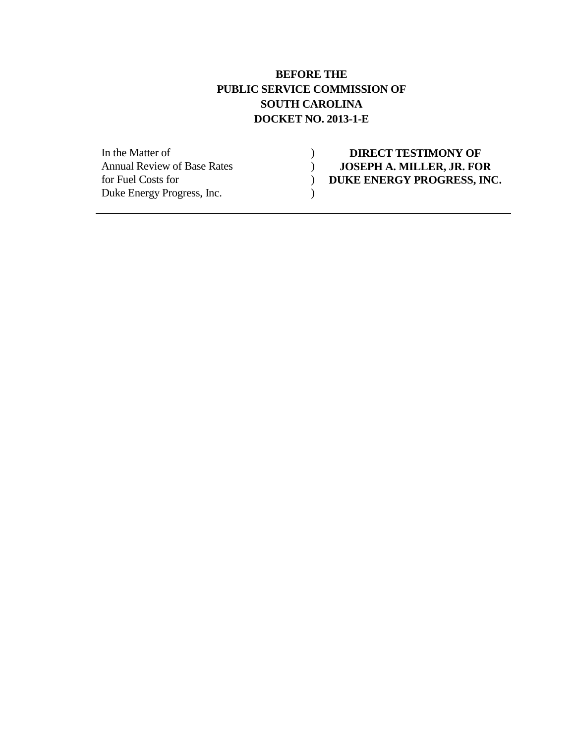**BEFORE THE**
**PUBLIC SERVICE COMMISSION OF**
**SOUTH CAROLINA**
**DOCKET NO. 2013-1-E**

| | | |
|---|---|---|
| In the Matter of | ) | **DIRECT TESTIMONY OF** |
| Annual Review of Base Rates | ) | **JOSEPH A. MILLER, JR. FOR** |
| for Fuel Costs for | ) | **DUKE ENERGY PROGRESS, INC.** |
| Duke Energy Progress, Inc. | ) | |

---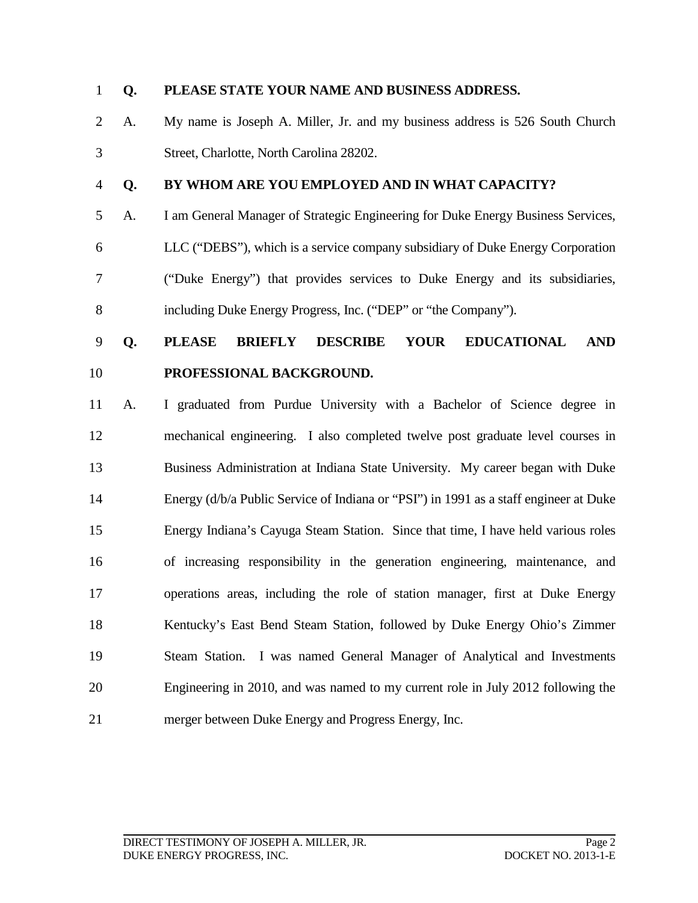**Q. PLEASE STATE YOUR NAME AND BUSINESS ADDRESS.**

A. My name is Joseph A. Miller, Jr. and my business address is 526 South Church Street, Charlotte, North Carolina 28202.

**Q. BY WHOM ARE YOU EMPLOYED AND IN WHAT CAPACITY?**

A. I am General Manager of Strategic Engineering for Duke Energy Business Services, LLC ("DEBS"), which is a service company subsidiary of Duke Energy Corporation ("Duke Energy") that provides services to Duke Energy and its subsidiaries, including Duke Energy Progress, Inc. ("DEP" or "the Company").

**Q. PLEASE BRIEFLY DESCRIBE YOUR EDUCATIONAL AND PROFESSIONAL BACKGROUND.**

A. I graduated from Purdue University with a Bachelor of Science degree in mechanical engineering. I also completed twelve post graduate level courses in Business Administration at Indiana State University. My career began with Duke Energy (d/b/a Public Service of Indiana or "PSI") in 1991 as a staff engineer at Duke Energy Indiana's Cayuga Steam Station. Since that time, I have held various roles of increasing responsibility in the generation engineering, maintenance, and operations areas, including the role of station manager, first at Duke Energy Kentucky's East Bend Steam Station, followed by Duke Energy Ohio's Zimmer Steam Station. I was named General Manager of Analytical and Investments Engineering in 2010, and was named to my current role in July 2012 following the merger between Duke Energy and Progress Energy, Inc.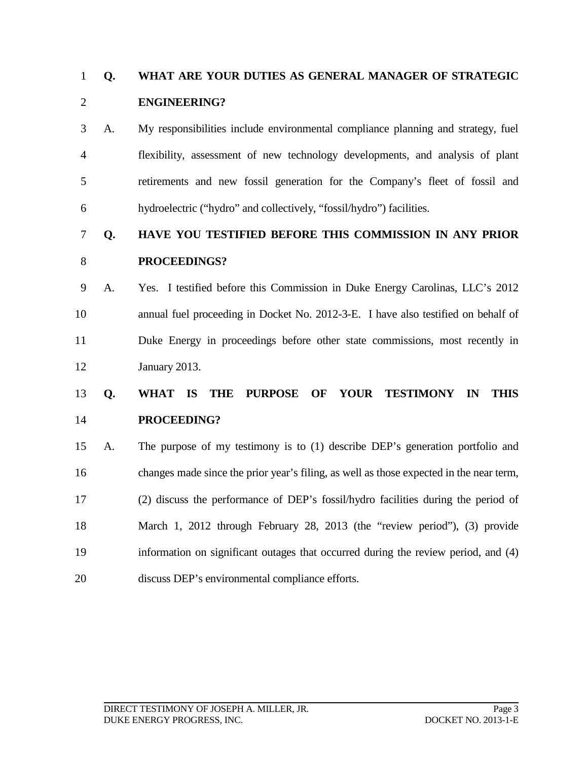**Q. WHAT ARE YOUR DUTIES AS GENERAL MANAGER OF STRATEGIC ENGINEERING?**

A. My responsibilities include environmental compliance planning and strategy, fuel flexibility, assessment of new technology developments, and analysis of plant retirements and new fossil generation for the Company's fleet of fossil and hydroelectric ("hydro" and collectively, "fossil/hydro") facilities.

**Q. HAVE YOU TESTIFIED BEFORE THIS COMMISSION IN ANY PRIOR PROCEEDINGS?**

A. Yes. I testified before this Commission in Duke Energy Carolinas, LLC's 2012 annual fuel proceeding in Docket No. 2012-3-E. I have also testified on behalf of Duke Energy in proceedings before other state commissions, most recently in January 2013.

**Q. WHAT IS THE PURPOSE OF YOUR TESTIMONY IN THIS PROCEEDING?**

A. The purpose of my testimony is to (1) describe DEP's generation portfolio and changes made since the prior year's filing, as well as those expected in the near term, (2) discuss the performance of DEP's fossil/hydro facilities during the period of March 1, 2012 through February 28, 2013 (the "review period"), (3) provide information on significant outages that occurred during the review period, and (4) discuss DEP's environmental compliance efforts.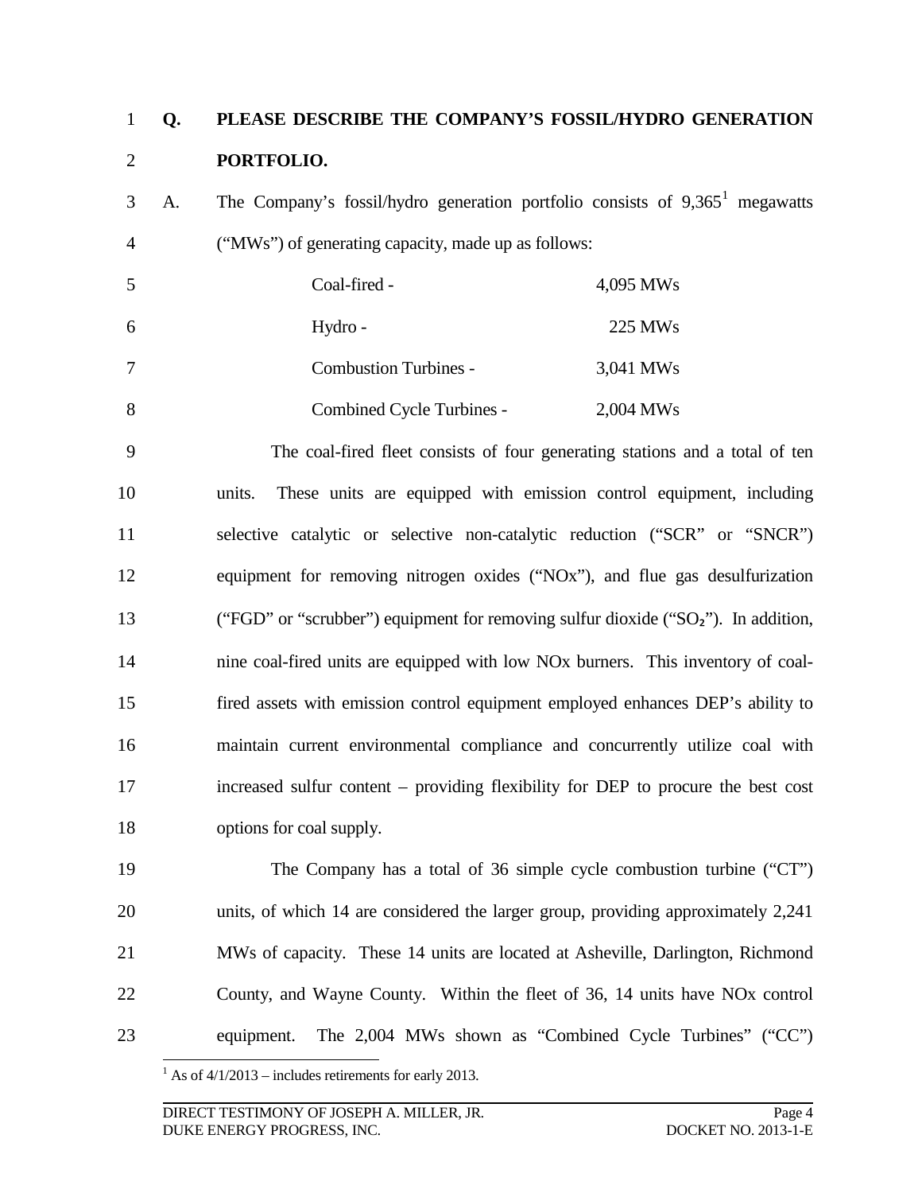**Q. PLEASE DESCRIBE THE COMPANY'S FOSSIL/HYDRO GENERATION PORTFOLIO.**

A. The Company's fossil/hydro generation portfolio consists of 9,365[1] megawatts ("MWs") of generating capacity, made up as follows:

| | |
|---|---|
| Coal-fired - | 4,095 MWs |
| Hydro - | 225 MWs |
| Combustion Turbines - | 3,041 MWs |
| Combined Cycle Turbines - | 2,004 MWs |

The coal-fired fleet consists of four generating stations and a total of ten units. These units are equipped with emission control equipment, including selective catalytic or selective non-catalytic reduction ("SCR" or "SNCR") equipment for removing nitrogen oxides ("NOx"), and flue gas desulfurization ("FGD" or "scrubber") equipment for removing sulfur dioxide ("$SO_2$"). In addition, nine coal-fired units are equipped with low NOx burners. This inventory of coal-fired assets with emission control equipment employed enhances DEP's ability to maintain current environmental compliance and concurrently utilize coal with increased sulfur content – providing flexibility for DEP to procure the best cost options for coal supply.

The Company has a total of 36 simple cycle combustion turbine ("CT") units, of which 14 are considered the larger group, providing approximately 2,241 MWs of capacity. These 14 units are located at Asheville, Darlington, Richmond County, and Wayne County. Within the fleet of 36, 14 units have NOx control equipment. The 2,004 MWs shown as "Combined Cycle Turbines" ("CC")

[1] As of 4/1/2013 – includes retirements for early 2013.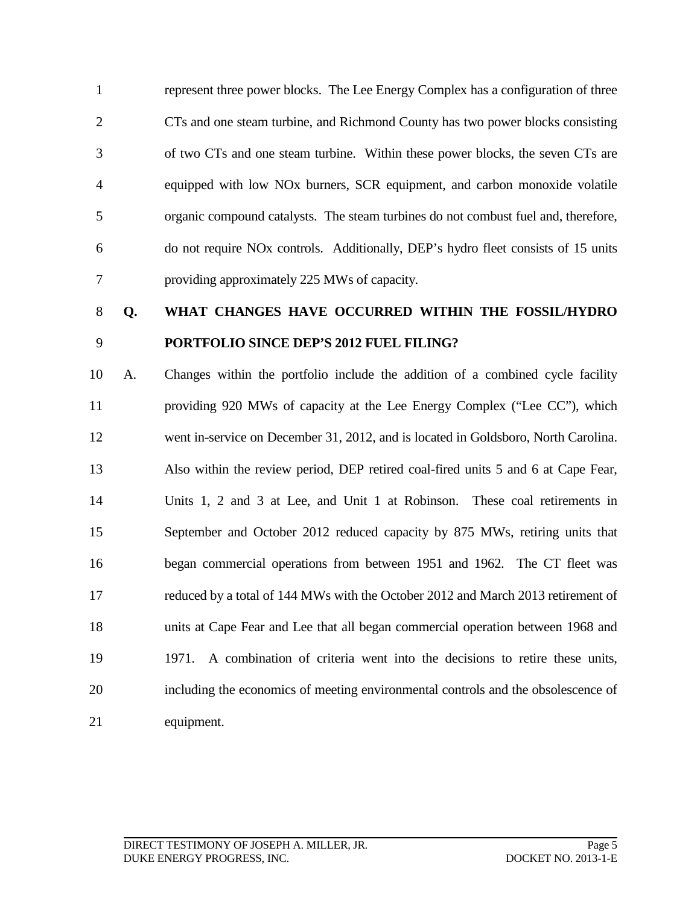represent three power blocks. The Lee Energy Complex has a configuration of three CTs and one steam turbine, and Richmond County has two power blocks consisting of two CTs and one steam turbine. Within these power blocks, the seven CTs are equipped with low NOx burners, SCR equipment, and carbon monoxide volatile organic compound catalysts. The steam turbines do not combust fuel and, therefore, do not require NOx controls. Additionally, DEP's hydro fleet consists of 15 units providing approximately 225 MWs of capacity.

**Q. WHAT CHANGES HAVE OCCURRED WITHIN THE FOSSIL/HYDRO PORTFOLIO SINCE DEP'S 2012 FUEL FILING?**

A. Changes within the portfolio include the addition of a combined cycle facility providing 920 MWs of capacity at the Lee Energy Complex ("Lee CC"), which went in-service on December 31, 2012, and is located in Goldsboro, North Carolina. Also within the review period, DEP retired coal-fired units 5 and 6 at Cape Fear, Units 1, 2 and 3 at Lee, and Unit 1 at Robinson. These coal retirements in September and October 2012 reduced capacity by 875 MWs, retiring units that began commercial operations from between 1951 and 1962. The CT fleet was reduced by a total of 144 MWs with the October 2012 and March 2013 retirement of units at Cape Fear and Lee that all began commercial operation between 1968 and 1971. A combination of criteria went into the decisions to retire these units, including the economics of meeting environmental controls and the obsolescence of equipment.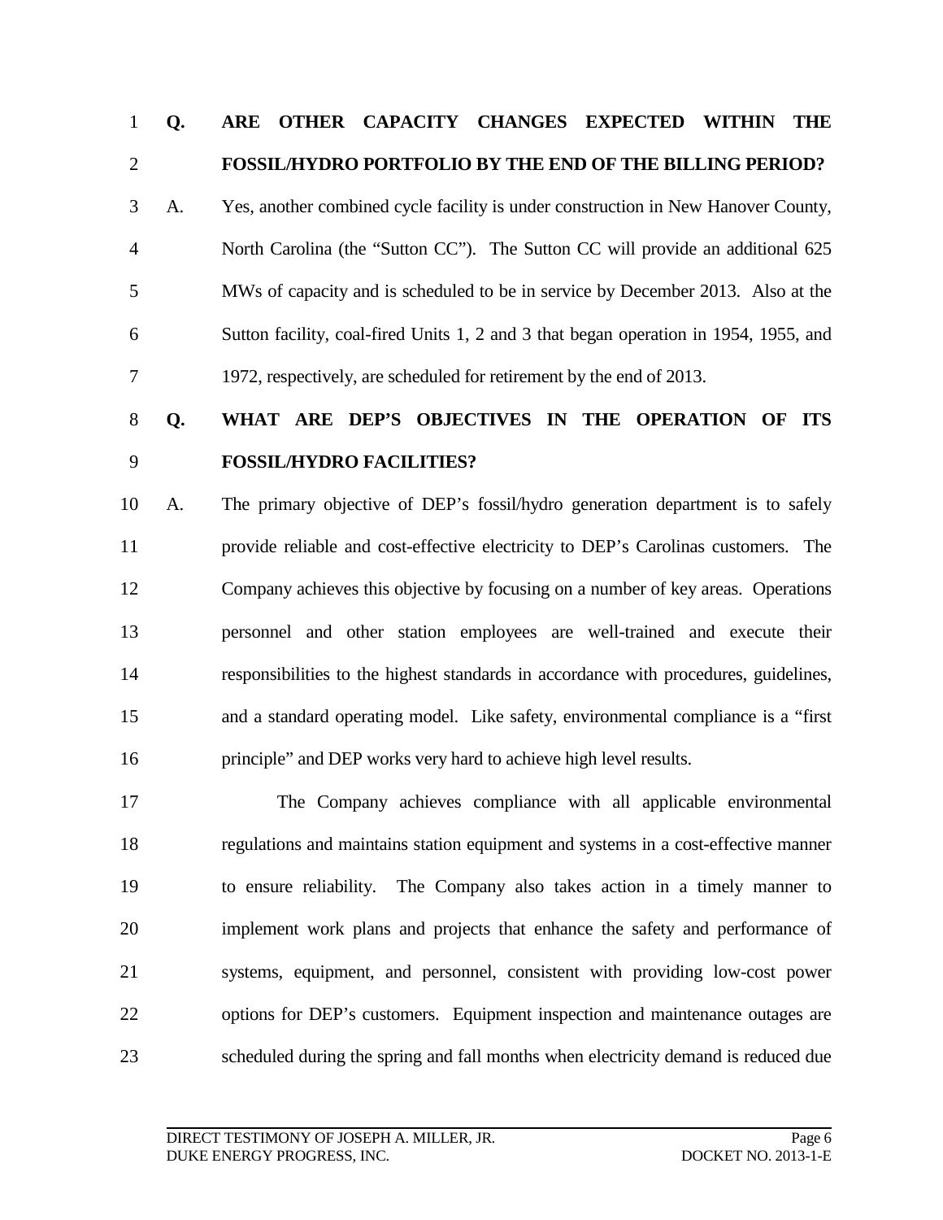**Q. ARE OTHER CAPACITY CHANGES EXPECTED WITHIN THE FOSSIL/HYDRO PORTFOLIO BY THE END OF THE BILLING PERIOD?**

A. Yes, another combined cycle facility is under construction in New Hanover County, North Carolina (the "Sutton CC"). The Sutton CC will provide an additional 625 MWs of capacity and is scheduled to be in service by December 2013. Also at the Sutton facility, coal-fired Units 1, 2 and 3 that began operation in 1954, 1955, and 1972, respectively, are scheduled for retirement by the end of 2013.

**Q. WHAT ARE DEP'S OBJECTIVES IN THE OPERATION OF ITS FOSSIL/HYDRO FACILITIES?**

A. The primary objective of DEP's fossil/hydro generation department is to safely provide reliable and cost-effective electricity to DEP's Carolinas customers. The Company achieves this objective by focusing on a number of key areas. Operations personnel and other station employees are well-trained and execute their responsibilities to the highest standards in accordance with procedures, guidelines, and a standard operating model. Like safety, environmental compliance is a "first principle" and DEP works very hard to achieve high level results.

The Company achieves compliance with all applicable environmental regulations and maintains station equipment and systems in a cost-effective manner to ensure reliability. The Company also takes action in a timely manner to implement work plans and projects that enhance the safety and performance of systems, equipment, and personnel, consistent with providing low-cost power options for DEP's customers. Equipment inspection and maintenance outages are scheduled during the spring and fall months when electricity demand is reduced due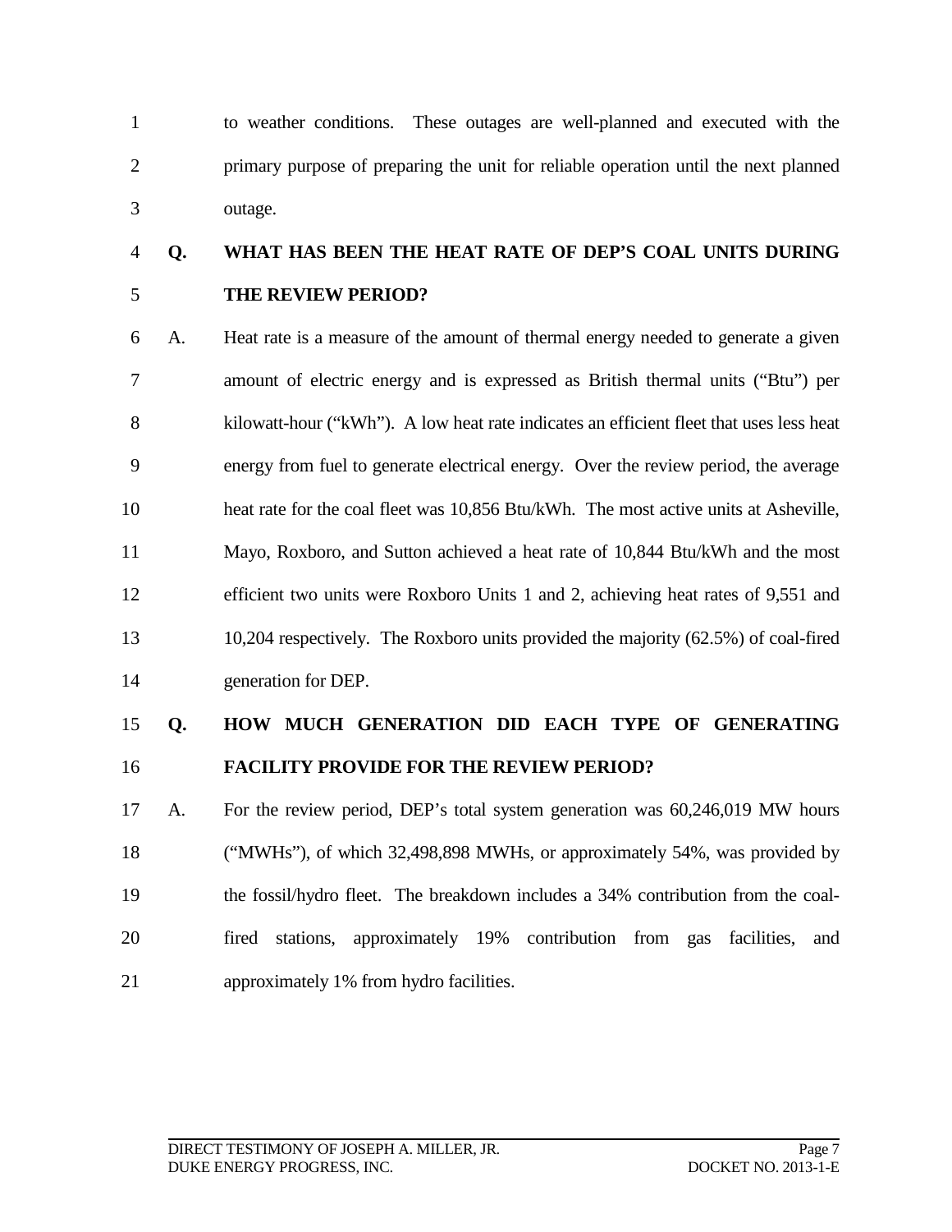to weather conditions. These outages are well-planned and executed with the primary purpose of preparing the unit for reliable operation until the next planned outage.

**Q. WHAT HAS BEEN THE HEAT RATE OF DEP'S COAL UNITS DURING THE REVIEW PERIOD?**

A. Heat rate is a measure of the amount of thermal energy needed to generate a given amount of electric energy and is expressed as British thermal units ("Btu") per kilowatt-hour ("kWh"). A low heat rate indicates an efficient fleet that uses less heat energy from fuel to generate electrical energy. Over the review period, the average heat rate for the coal fleet was 10,856 Btu/kWh. The most active units at Asheville, Mayo, Roxboro, and Sutton achieved a heat rate of 10,844 Btu/kWh and the most efficient two units were Roxboro Units 1 and 2, achieving heat rates of 9,551 and 10,204 respectively. The Roxboro units provided the majority (62.5%) of coal-fired generation for DEP.

**Q. HOW MUCH GENERATION DID EACH TYPE OF GENERATING FACILITY PROVIDE FOR THE REVIEW PERIOD?**

A. For the review period, DEP's total system generation was 60,246,019 MW hours ("MWHs"), of which 32,498,898 MWHs, or approximately 54%, was provided by the fossil/hydro fleet. The breakdown includes a 34% contribution from the coal-fired stations, approximately 19% contribution from gas facilities, and approximately 1% from hydro facilities.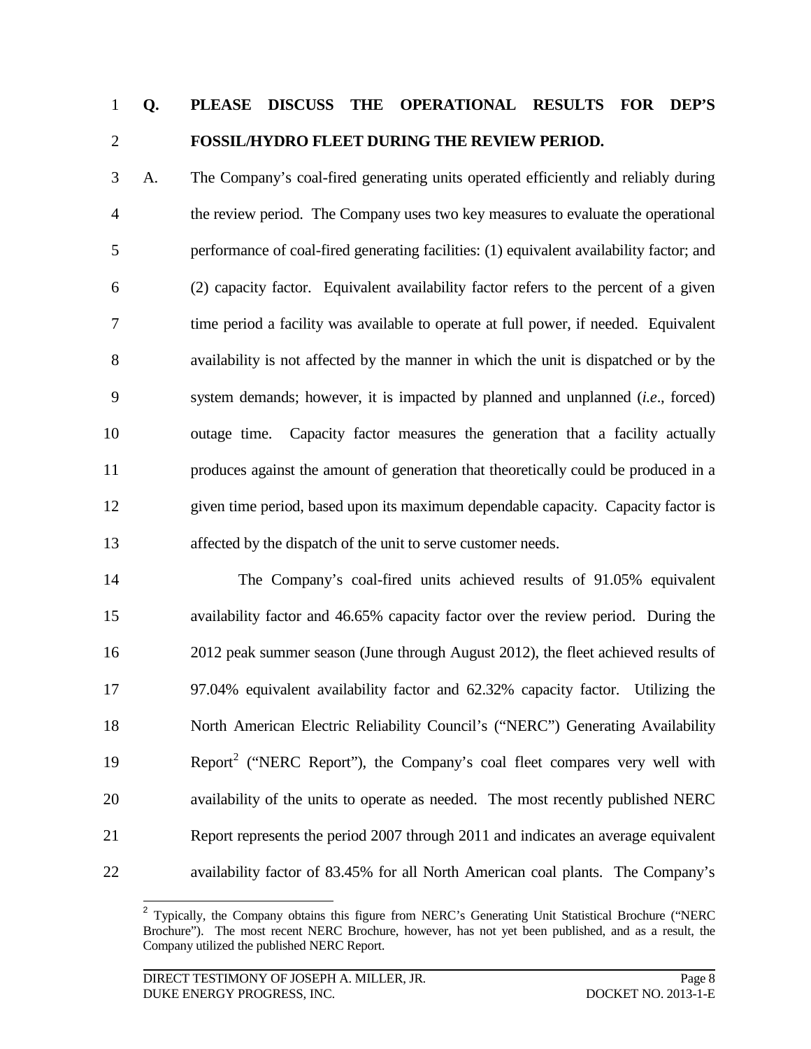**Q. PLEASE DISCUSS THE OPERATIONAL RESULTS FOR DEP'S FOSSIL/HYDRO FLEET DURING THE REVIEW PERIOD.**

A. The Company's coal-fired generating units operated efficiently and reliably during the review period. The Company uses two key measures to evaluate the operational performance of coal-fired generating facilities: (1) equivalent availability factor; and (2) capacity factor. Equivalent availability factor refers to the percent of a given time period a facility was available to operate at full power, if needed. Equivalent availability is not affected by the manner in which the unit is dispatched or by the system demands; however, it is impacted by planned and unplanned (*i.e*., forced) outage time. Capacity factor measures the generation that a facility actually produces against the amount of generation that theoretically could be produced in a given time period, based upon its maximum dependable capacity. Capacity factor is affected by the dispatch of the unit to serve customer needs.

The Company's coal-fired units achieved results of 91.05% equivalent availability factor and 46.65% capacity factor over the review period. During the 2012 peak summer season (June through August 2012), the fleet achieved results of 97.04% equivalent availability factor and 62.32% capacity factor. Utilizing the North American Electric Reliability Council's ("NERC") Generating Availability Report[2] ("NERC Report"), the Company's coal fleet compares very well with availability of the units to operate as needed. The most recently published NERC Report represents the period 2007 through 2011 and indicates an average equivalent availability factor of 83.45% for all North American coal plants. The Company's

[2] Typically, the Company obtains this figure from NERC's Generating Unit Statistical Brochure ("NERC Brochure"). The most recent NERC Brochure, however, has not yet been published, and as a result, the Company utilized the published NERC Report.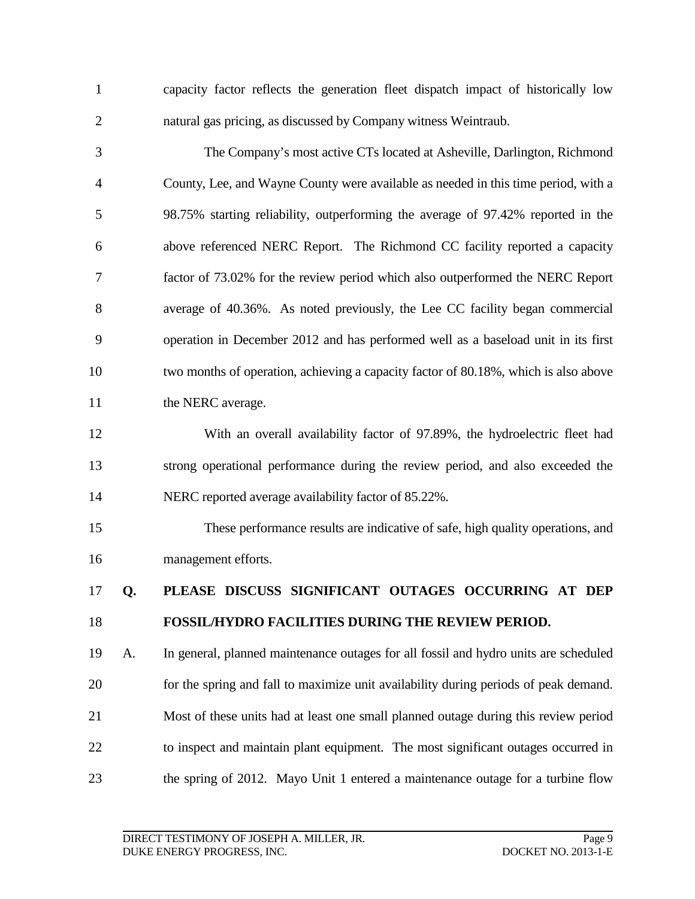capacity factor reflects the generation fleet dispatch impact of historically low natural gas pricing, as discussed by Company witness Weintraub.

The Company's most active CTs located at Asheville, Darlington, Richmond County, Lee, and Wayne County were available as needed in this time period, with a 98.75% starting reliability, outperforming the average of 97.42% reported in the above referenced NERC Report. The Richmond CC facility reported a capacity factor of 73.02% for the review period which also outperformed the NERC Report average of 40.36%. As noted previously, the Lee CC facility began commercial operation in December 2012 and has performed well as a baseload unit in its first two months of operation, achieving a capacity factor of 80.18%, which is also above the NERC average.

With an overall availability factor of 97.89%, the hydroelectric fleet had strong operational performance during the review period, and also exceeded the NERC reported average availability factor of 85.22%.

These performance results are indicative of safe, high quality operations, and management efforts.

**Q. PLEASE DISCUSS SIGNIFICANT OUTAGES OCCURRING AT DEP FOSSIL/HYDRO FACILITIES DURING THE REVIEW PERIOD.**

A. In general, planned maintenance outages for all fossil and hydro units are scheduled for the spring and fall to maximize unit availability during periods of peak demand. Most of these units had at least one small planned outage during this review period to inspect and maintain plant equipment. The most significant outages occurred in the spring of 2012. Mayo Unit 1 entered a maintenance outage for a turbine flow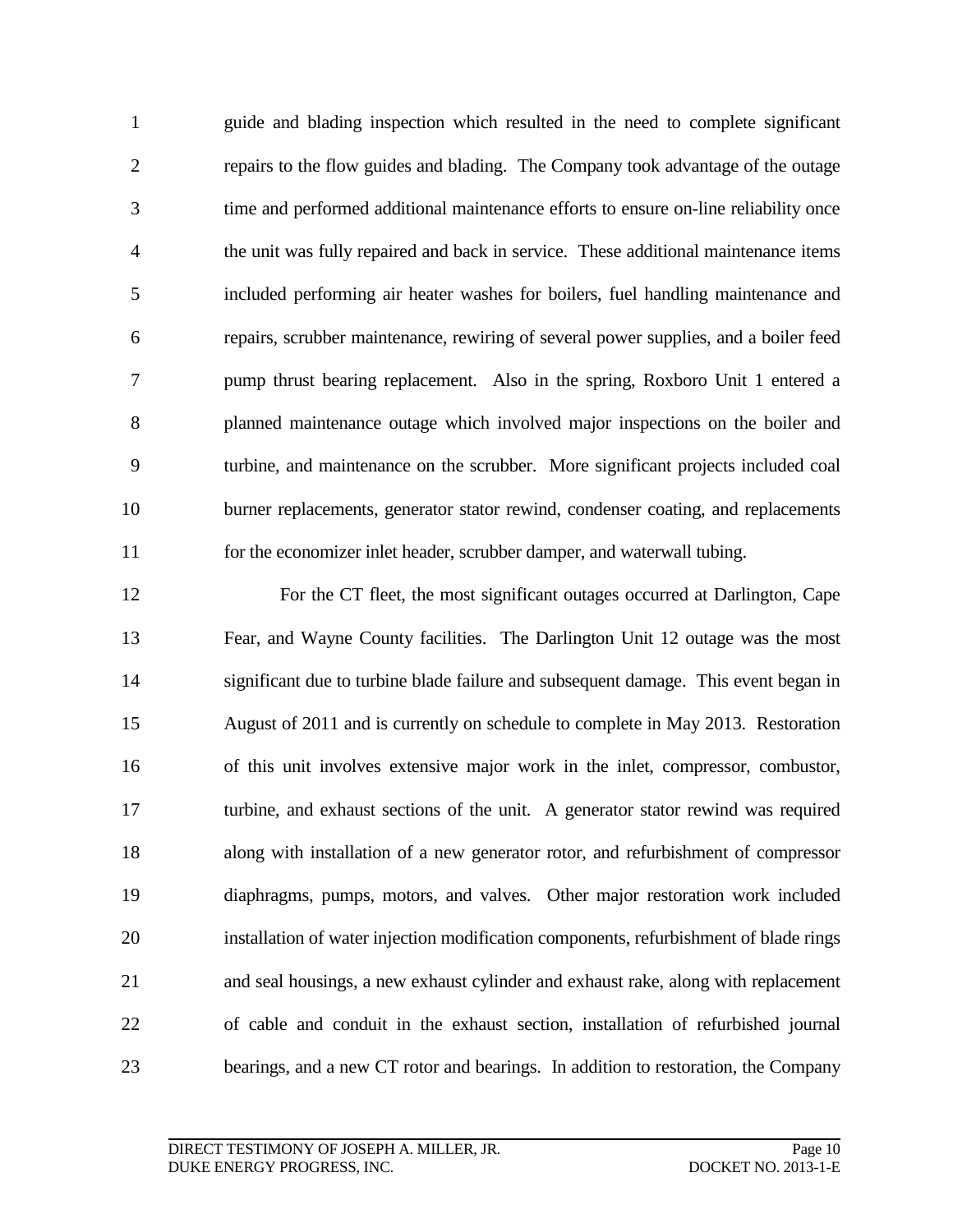guide and blading inspection which resulted in the need to complete significant repairs to the flow guides and blading. The Company took advantage of the outage time and performed additional maintenance efforts to ensure on-line reliability once the unit was fully repaired and back in service. These additional maintenance items included performing air heater washes for boilers, fuel handling maintenance and repairs, scrubber maintenance, rewiring of several power supplies, and a boiler feed pump thrust bearing replacement. Also in the spring, Roxboro Unit 1 entered a planned maintenance outage which involved major inspections on the boiler and turbine, and maintenance on the scrubber. More significant projects included coal burner replacements, generator stator rewind, condenser coating, and replacements for the economizer inlet header, scrubber damper, and waterwall tubing.

For the CT fleet, the most significant outages occurred at Darlington, Cape Fear, and Wayne County facilities. The Darlington Unit 12 outage was the most significant due to turbine blade failure and subsequent damage. This event began in August of 2011 and is currently on schedule to complete in May 2013. Restoration of this unit involves extensive major work in the inlet, compressor, combustor, turbine, and exhaust sections of the unit. A generator stator rewind was required along with installation of a new generator rotor, and refurbishment of compressor diaphragms, pumps, motors, and valves. Other major restoration work included installation of water injection modification components, refurbishment of blade rings and seal housings, a new exhaust cylinder and exhaust rake, along with replacement of cable and conduit in the exhaust section, installation of refurbished journal bearings, and a new CT rotor and bearings. In addition to restoration, the Company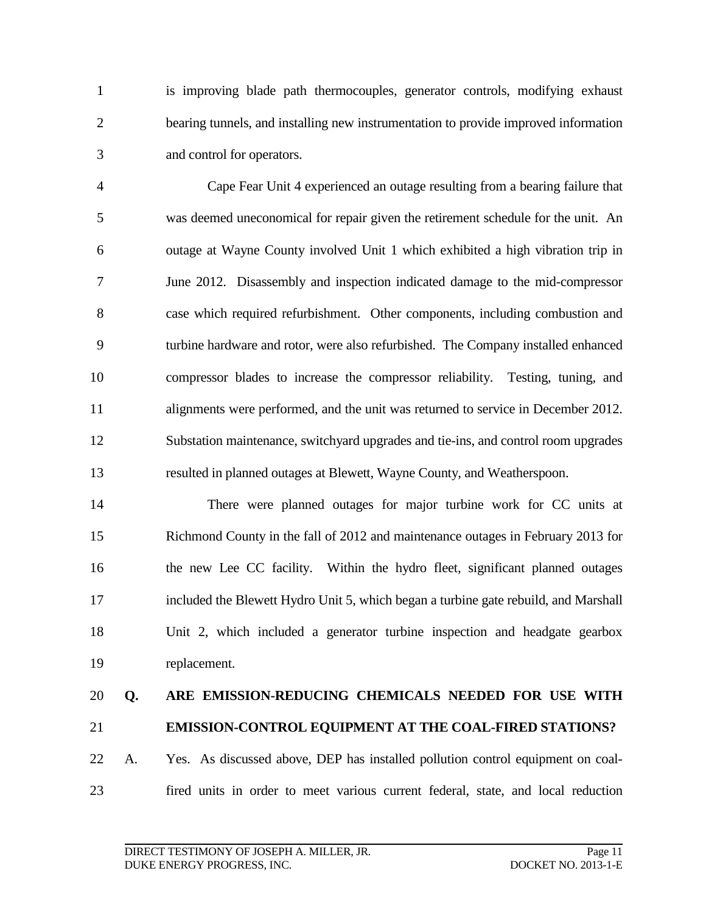is improving blade path thermocouples, generator controls, modifying exhaust bearing tunnels, and installing new instrumentation to provide improved information and control for operators.

Cape Fear Unit 4 experienced an outage resulting from a bearing failure that was deemed uneconomical for repair given the retirement schedule for the unit. An outage at Wayne County involved Unit 1 which exhibited a high vibration trip in June 2012. Disassembly and inspection indicated damage to the mid-compressor case which required refurbishment. Other components, including combustion and turbine hardware and rotor, were also refurbished. The Company installed enhanced compressor blades to increase the compressor reliability. Testing, tuning, and alignments were performed, and the unit was returned to service in December 2012. Substation maintenance, switchyard upgrades and tie-ins, and control room upgrades resulted in planned outages at Blewett, Wayne County, and Weatherspoon.

There were planned outages for major turbine work for CC units at Richmond County in the fall of 2012 and maintenance outages in February 2013 for the new Lee CC facility. Within the hydro fleet, significant planned outages included the Blewett Hydro Unit 5, which began a turbine gate rebuild, and Marshall Unit 2, which included a generator turbine inspection and headgate gearbox replacement.

**Q. ARE EMISSION-REDUCING CHEMICALS NEEDED FOR USE WITH EMISSION-CONTROL EQUIPMENT AT THE COAL-FIRED STATIONS?**

A. Yes. As discussed above, DEP has installed pollution control equipment on coal-fired units in order to meet various current federal, state, and local reduction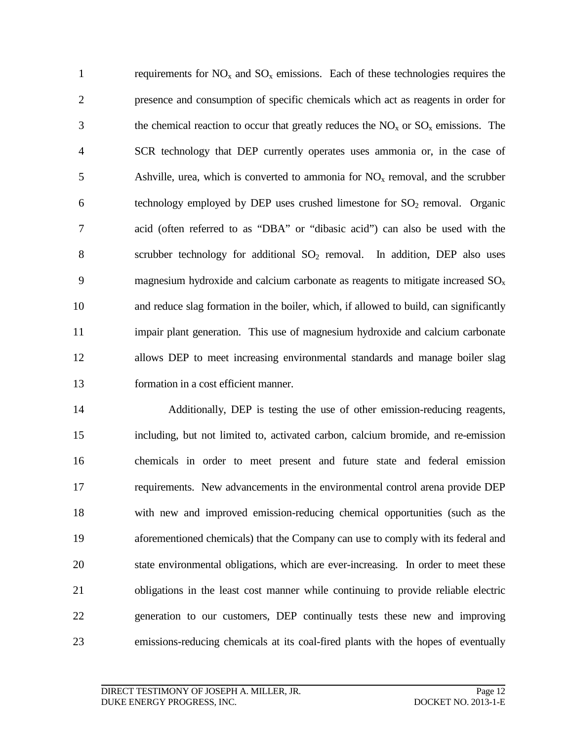requirements for $NO_x$ and $SO_x$ emissions. Each of these technologies requires the presence and consumption of specific chemicals which act as reagents in order for the chemical reaction to occur that greatly reduces the $NO_x$ or $SO_x$ emissions. The SCR technology that DEP currently operates uses ammonia or, in the case of Ashville, urea, which is converted to ammonia for $NO_x$ removal, and the scrubber technology employed by DEP uses crushed limestone for $SO_2$ removal. Organic acid (often referred to as "DBA" or "dibasic acid") can also be used with the scrubber technology for additional $SO_2$ removal. In addition, DEP also uses magnesium hydroxide and calcium carbonate as reagents to mitigate increased $SO_x$ and reduce slag formation in the boiler, which, if allowed to build, can significantly impair plant generation. This use of magnesium hydroxide and calcium carbonate allows DEP to meet increasing environmental standards and manage boiler slag formation in a cost efficient manner.

Additionally, DEP is testing the use of other emission-reducing reagents, including, but not limited to, activated carbon, calcium bromide, and re-emission chemicals in order to meet present and future state and federal emission requirements. New advancements in the environmental control arena provide DEP with new and improved emission-reducing chemical opportunities (such as the aforementioned chemicals) that the Company can use to comply with its federal and state environmental obligations, which are ever-increasing. In order to meet these obligations in the least cost manner while continuing to provide reliable electric generation to our customers, DEP continually tests these new and improving emissions-reducing chemicals at its coal-fired plants with the hopes of eventually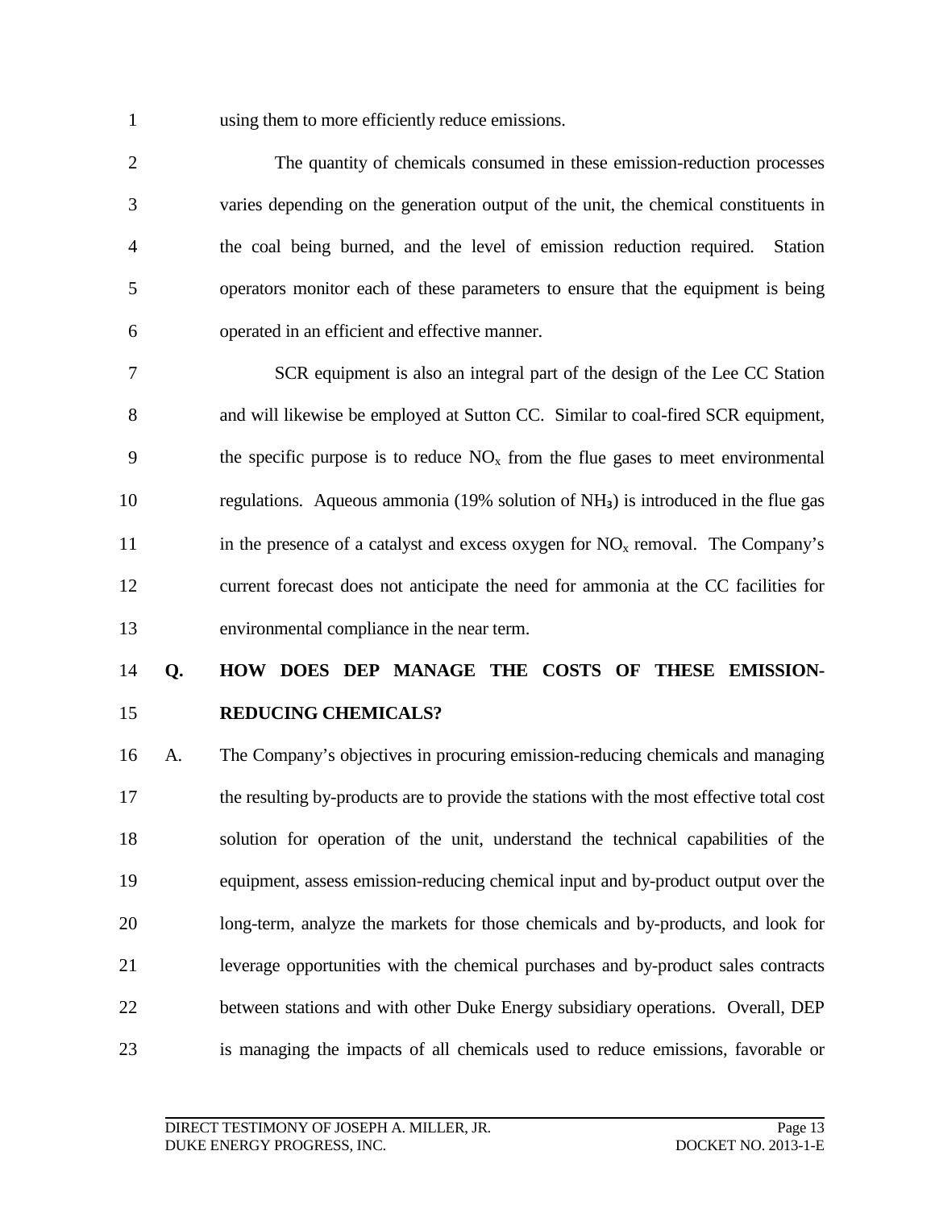using them to more efficiently reduce emissions.

The quantity of chemicals consumed in these emission-reduction processes varies depending on the generation output of the unit, the chemical constituents in the coal being burned, and the level of emission reduction required. Station operators monitor each of these parameters to ensure that the equipment is being operated in an efficient and effective manner.

SCR equipment is also an integral part of the design of the Lee CC Station and will likewise be employed at Sutton CC. Similar to coal-fired SCR equipment, the specific purpose is to reduce $NO_x$ from the flue gases to meet environmental regulations. Aqueous ammonia (19% solution of $NH_3$) is introduced in the flue gas in the presence of a catalyst and excess oxygen for $NO_x$ removal. The Company's current forecast does not anticipate the need for ammonia at the CC facilities for environmental compliance in the near term.

**Q. HOW DOES DEP MANAGE THE COSTS OF THESE EMISSION-REDUCING CHEMICALS?**

A. The Company's objectives in procuring emission-reducing chemicals and managing the resulting by-products are to provide the stations with the most effective total cost solution for operation of the unit, understand the technical capabilities of the equipment, assess emission-reducing chemical input and by-product output over the long-term, analyze the markets for those chemicals and by-products, and look for leverage opportunities with the chemical purchases and by-product sales contracts between stations and with other Duke Energy subsidiary operations. Overall, DEP is managing the impacts of all chemicals used to reduce emissions, favorable or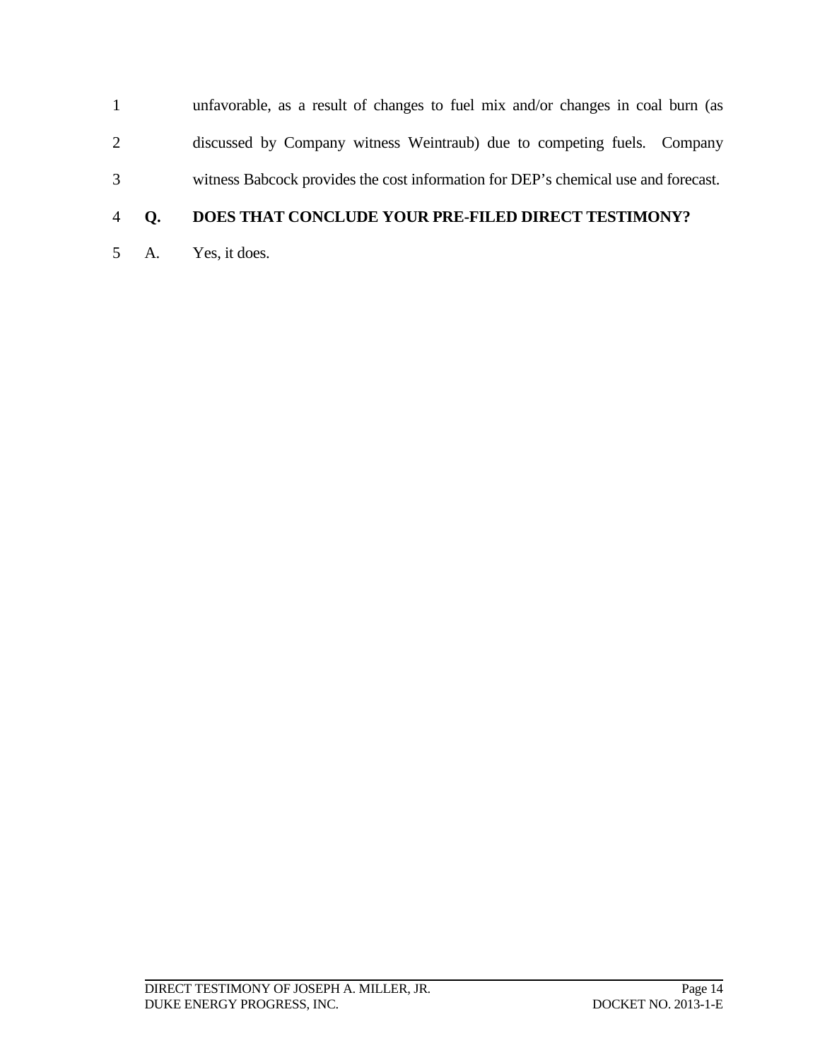unfavorable, as a result of changes to fuel mix and/or changes in coal burn (as discussed by Company witness Weintraub) due to competing fuels. Company witness Babcock provides the cost information for DEP's chemical use and forecast.

**Q. DOES THAT CONCLUDE YOUR PRE-FILED DIRECT TESTIMONY?**

A. Yes, it does.